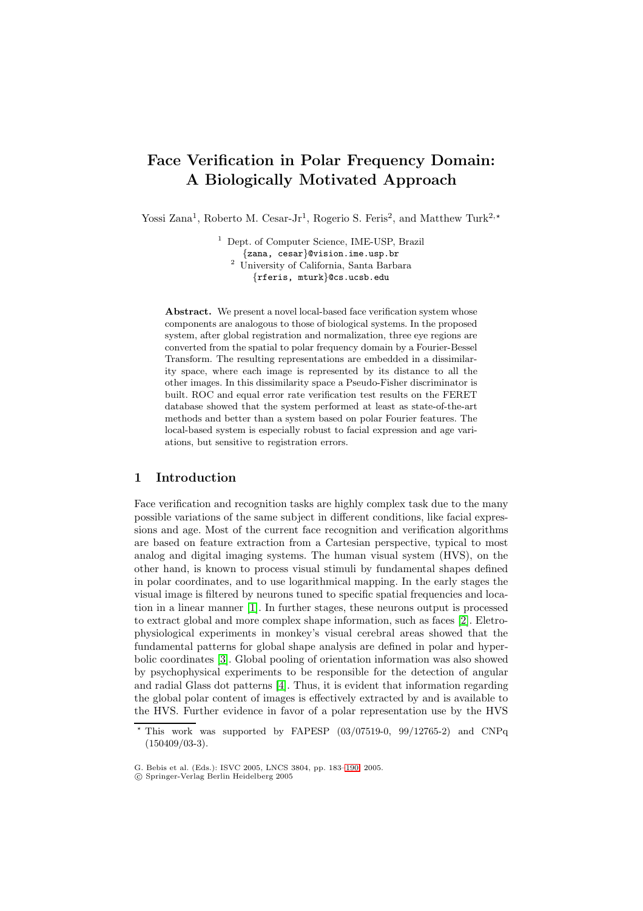# Face Verification in Polar Frequency Domain: A Biologically Motivated Approach

Yossi Zana[1], Roberto M. Cesar-Jr[1], Rogerio S. Feris[2], and Matthew Turk[2,⋆]

[1] Dept. of Computer Science, IME-USP, Brazil
{zana, cesar}@vision.ime.usp.br

[2] University of California, Santa Barbara
{rferis, mturk}@cs.ucsb.edu

**Abstract.** We present a novel local-based face verification system whose components are analogous to those of biological systems. In the proposed system, after global registration and normalization, three eye regions are converted from the spatial to polar frequency domain by a Fourier-Bessel Transform. The resulting representations are embedded in a dissimilarity space, where each image is represented by its distance to all the other images. In this dissimilarity space a Pseudo-Fisher discriminator is built. ROC and equal error rate verification test results on the FERET database showed that the system performed at least as state-of-the-art methods and better than a system based on polar Fourier features. The local-based system is especially robust to facial expression and age variations, but sensitive to registration errors.

## 1 Introduction

Face verification and recognition tasks are highly complex task due to the many possible variations of the same subject in different conditions, like facial expressions and age. Most of the current face recognition and verification algorithms are based on feature extraction from a Cartesian perspective, typical to most analog and digital imaging systems. The human visual system (HVS), on the other hand, is known to process visual stimuli by fundamental shapes defined in polar coordinates, and to use logarithmical mapping. In the early stages the visual image is filtered by neurons tuned to specific spatial frequencies and location in a linear manner [1]. In further stages, these neurons output is processed to extract global and more complex shape information, such as faces [2]. Eletrophysiological experiments in monkey's visual cerebral areas showed that the fundamental patterns for global shape analysis are defined in polar and hyperbolic coordinates [3]. Global pooling of orientation information was also showed by psychophysical experiments to be responsible for the detection of angular and radial Glass dot patterns [4]. Thus, it is evident that information regarding the global polar content of images is effectively extracted by and is available to the HVS. Further evidence in favor of a polar representation use by the HVS

⋆ This work was supported by FAPESP (03/07519-0, 99/12765-2) and CNPq (150409/03-3).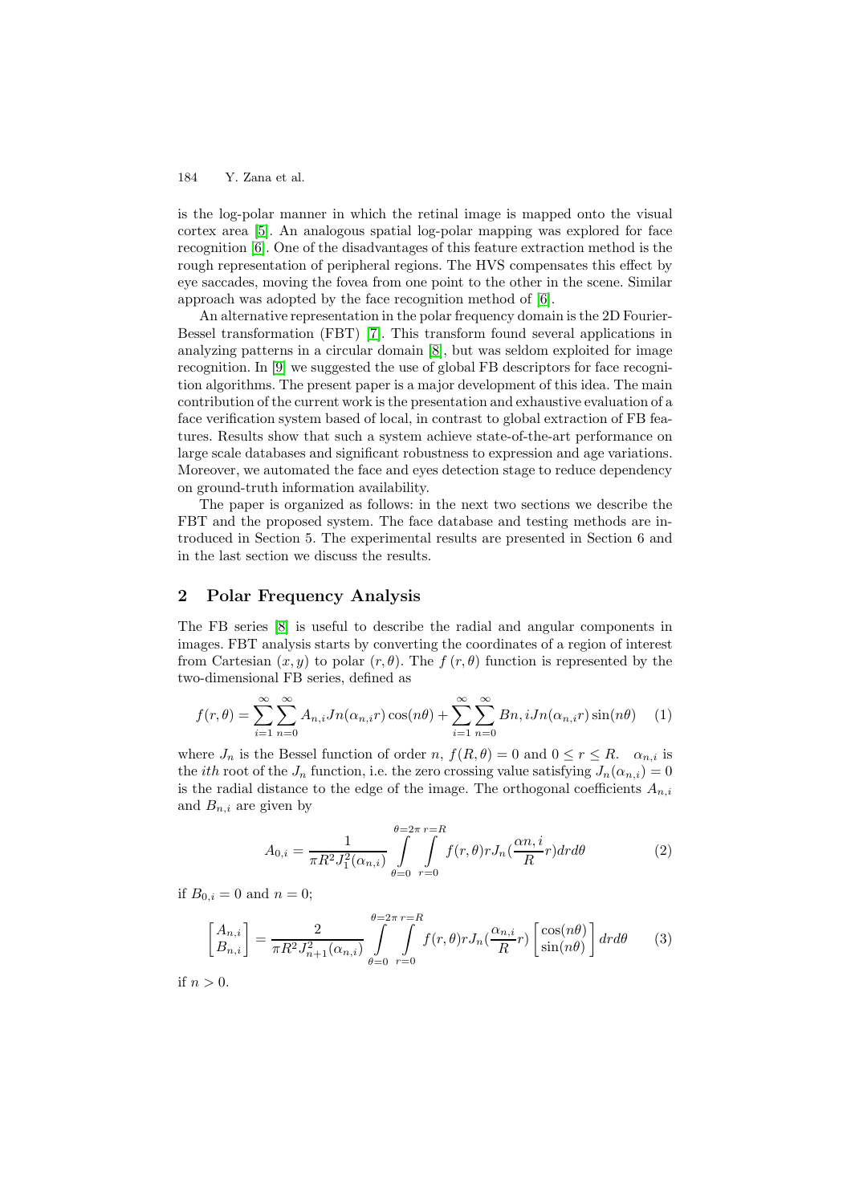is the log-polar manner in which the retinal image is mapped onto the visual cortex area [5]. An analogous spatial log-polar mapping was explored for face recognition [6]. One of the disadvantages of this feature extraction method is the rough representation of peripheral regions. The HVS compensates this effect by eye saccades, moving the fovea from one point to the other in the scene. Similar approach was adopted by the face recognition method of [6].

An alternative representation in the polar frequency domain is the 2D Fourier-Bessel transformation (FBT) [7]. This transform found several applications in analyzing patterns in a circular domain [8], but was seldom exploited for image recognition. In [9] we suggested the use of global FB descriptors for face recognition algorithms. The present paper is a major development of this idea. The main contribution of the current work is the presentation and exhaustive evaluation of a face verification system based of local, in contrast to global extraction of FB features. Results show that such a system achieve state-of-the-art performance on large scale databases and significant robustness to expression and age variations. Moreover, we automated the face and eyes detection stage to reduce dependency on ground-truth information availability.

The paper is organized as follows: in the next two sections we describe the FBT and the proposed system. The face database and testing methods are introduced in Section 5. The experimental results are presented in Section 6 and in the last section we discuss the results.

## 2 Polar Frequency Analysis

The FB series [8] is useful to describe the radial and angular components in images. FBT analysis starts by converting the coordinates of a region of interest from Cartesian $(x, y)$ to polar $(r, \theta)$. The $f(r, \theta)$ function is represented by the two-dimensional FB series, defined as

$$f(r,\theta) = \sum_{i=1}^{\infty}\sum_{n=0}^{\infty} A_{n,i} Jn(\alpha_{n,i} r)\cos(n\theta) + \sum_{i=1}^{\infty}\sum_{n=0}^{\infty} Bn,iJn(\alpha_{n,i} r)\sin(n\theta) \quad (1)$$

where $J_n$ is the Bessel function of order $n$, $f(R, \theta) = 0$ and $0 \leq r \leq R$. $\alpha_{n,i}$ is the *ith* root of the $J_n$ function, i.e. the zero crossing value satisfying $J_n(\alpha_{n,i}) = 0$ is the radial distance to the edge of the image. The orthogonal coefficients $A_{n,i}$ and $B_{n,i}$ are given by

$$A_{0,i} = \frac{1}{\pi R^2 J_1^2(\alpha_{n,i})} \int_{\theta=0}^{\theta=2\pi}\int_{r=0}^{r=R} f(r,\theta) r J_n(\frac{\alpha n,i}{R} r) dr d\theta \quad (2)$$

if $B_{0,i} = 0$ and $n = 0$;

$$\begin{bmatrix} A_{n,i} \\ B_{n,i} \end{bmatrix} = \frac{2}{\pi R^2 J_{n+1}^2(\alpha_{n,i})} \int_{\theta=0}^{\theta=2\pi}\int_{r=0}^{r=R} f(r,\theta) r J_n(\frac{\alpha_{n,i}}{R} r) \begin{bmatrix} \cos(n\theta) \\ \sin(n\theta) \end{bmatrix} dr d\theta \quad (3)$$

if $n > 0$.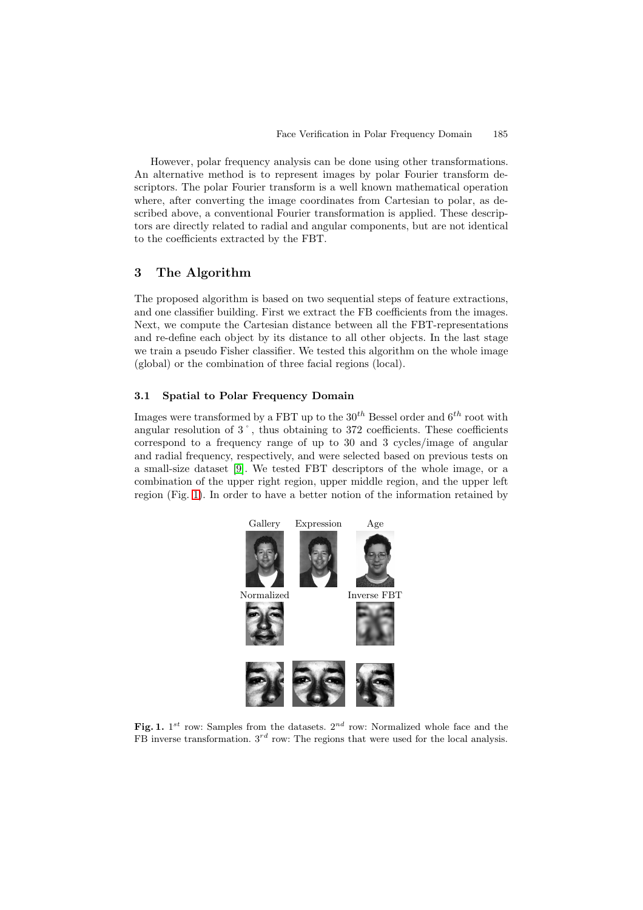However, polar frequency analysis can be done using other transformations. An alternative method is to represent images by polar Fourier transform descriptors. The polar Fourier transform is a well known mathematical operation where, after converting the image coordinates from Cartesian to polar, as described above, a conventional Fourier transformation is applied. These descriptors are directly related to radial and angular components, but are not identical to the coefficients extracted by the FBT.

## 3 The Algorithm

The proposed algorithm is based on two sequential steps of feature extractions, and one classifier building. First we extract the FB coefficients from the images. Next, we compute the Cartesian distance between all the FBT-representations and re-define each object by its distance to all other objects. In the last stage we train a pseudo Fisher classifier. We tested this algorithm on the whole image (global) or the combination of three facial regions (local).

### 3.1 Spatial to Polar Frequency Domain

Images were transformed by a FBT up to the $30^{th}$ Bessel order and $6^{th}$ root with angular resolution of $3^{\circ}$, thus obtaining to 372 coefficients. These coefficients correspond to a frequency range of up to 30 and 3 cycles/image of angular and radial frequency, respectively, and were selected based on previous tests on a small-size dataset [9]. We tested FBT descriptors of the whole image, or a combination of the upper right region, upper middle region, and the upper left region (Fig. 1). In order to have a better notion of the information retained by

Gallery Expression Age

Normalized Inverse FBT

**Fig. 1.** $1^{st}$ row: Samples from the datasets. $2^{nd}$ row: Normalized whole face and the FB inverse transformation. $3^{rd}$ row: The regions that were used for the local analysis.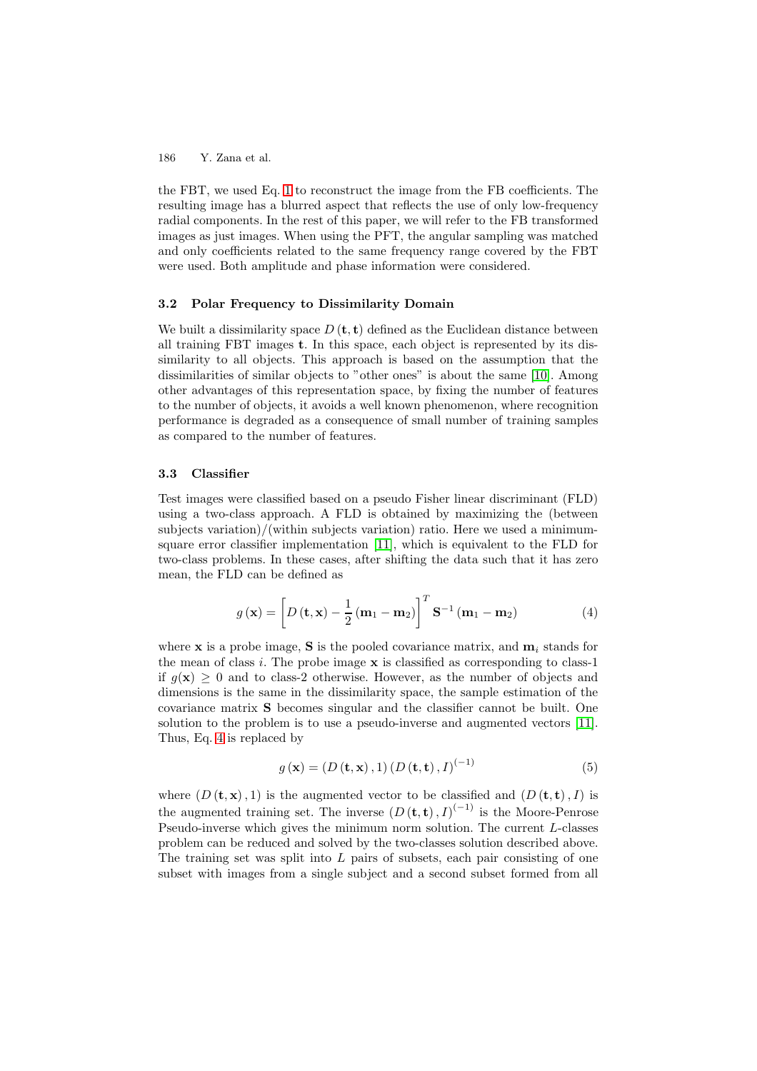the FBT, we used Eq. 1 to reconstruct the image from the FB coefficients. The resulting image has a blurred aspect that reflects the use of only low-frequency radial components. In the rest of this paper, we will refer to the FB transformed images as just images. When using the PFT, the angular sampling was matched and only coefficients related to the same frequency range covered by the FBT were used. Both amplitude and phase information were considered.

### 3.2 Polar Frequency to Dissimilarity Domain

We built a dissimilarity space $D(\mathbf{t}, \mathbf{t})$ defined as the Euclidean distance between all training FBT images $\mathbf{t}$. In this space, each object is represented by its dissimilarity to all objects. This approach is based on the assumption that the dissimilarities of similar objects to "other ones" is about the same [10]. Among other advantages of this representation space, by fixing the number of features to the number of objects, it avoids a well known phenomenon, where recognition performance is degraded as a consequence of small number of training samples as compared to the number of features.

### 3.3 Classifier

Test images were classified based on a pseudo Fisher linear discriminant (FLD) using a two-class approach. A FLD is obtained by maximizing the (between subjects variation)/(within subjects variation) ratio. Here we used a minimum-square error classifier implementation [11], which is equivalent to the FLD for two-class problems. In these cases, after shifting the data such that it has zero mean, the FLD can be defined as

$$g(\mathbf{x}) = \left[ D(\mathbf{t}, \mathbf{x}) - \frac{1}{2}(\mathbf{m}_1 - \mathbf{m}_2) \right]^T \mathbf{S}^{-1} (\mathbf{m}_1 - \mathbf{m}_2) \tag{4}$$

where $\mathbf{x}$ is a probe image, $\mathbf{S}$ is the pooled covariance matrix, and $\mathbf{m}_i$ stands for the mean of class $i$. The probe image $\mathbf{x}$ is classified as corresponding to class-1 if $g(\mathbf{x}) \geq 0$ and to class-2 otherwise. However, as the number of objects and dimensions is the same in the dissimilarity space, the sample estimation of the covariance matrix $\mathbf{S}$ becomes singular and the classifier cannot be built. One solution to the problem is to use a pseudo-inverse and augmented vectors [11]. Thus, Eq. 4 is replaced by

$$g(\mathbf{x}) = (D(\mathbf{t}, \mathbf{x}), 1) (D(\mathbf{t}, \mathbf{t}), I)^{(-1)} \tag{5}$$

where $(D(\mathbf{t}, \mathbf{x}), 1)$ is the augmented vector to be classified and $(D(\mathbf{t}, \mathbf{t}), I)$ is the augmented training set. The inverse $(D(\mathbf{t}, \mathbf{t}), I)^{(-1)}$ is the Moore-Penrose Pseudo-inverse which gives the minimum norm solution. The current $L$-classes problem can be reduced and solved by the two-classes solution described above. The training set was split into $L$ pairs of subsets, each pair consisting of one subset with images from a single subject and a second subset formed from all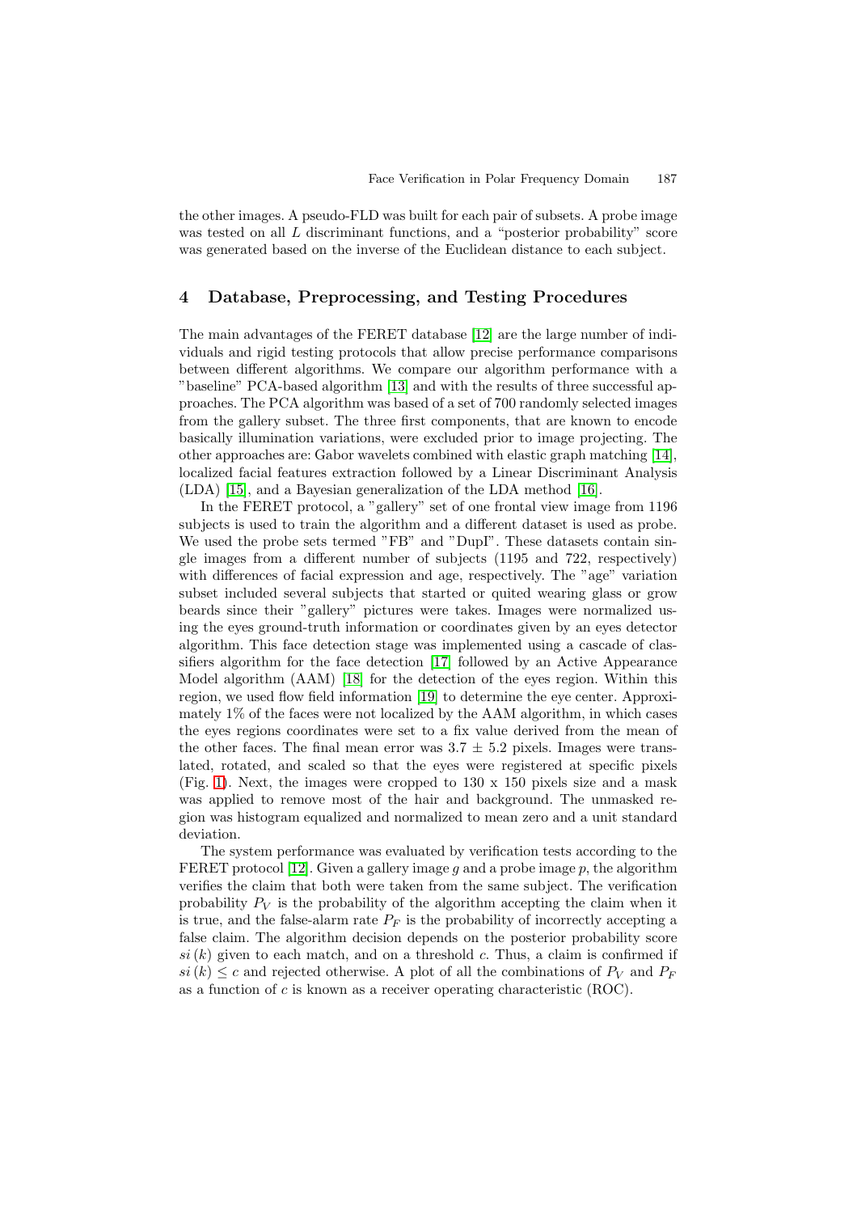the other images. A pseudo-FLD was built for each pair of subsets. A probe image was tested on all $L$ discriminant functions, and a "posterior probability" score was generated based on the inverse of the Euclidean distance to each subject.

## 4 Database, Preprocessing, and Testing Procedures

The main advantages of the FERET database [12] are the large number of individuals and rigid testing protocols that allow precise performance comparisons between different algorithms. We compare our algorithm performance with a "baseline" PCA-based algorithm [13] and with the results of three successful approaches. The PCA algorithm was based of a set of 700 randomly selected images from the gallery subset. The three first components, that are known to encode basically illumination variations, were excluded prior to image projecting. The other approaches are: Gabor wavelets combined with elastic graph matching [14], localized facial features extraction followed by a Linear Discriminant Analysis (LDA) [15], and a Bayesian generalization of the LDA method [16].

In the FERET protocol, a "gallery" set of one frontal view image from 1196 subjects is used to train the algorithm and a different dataset is used as probe. We used the probe sets termed "FB" and "DupI". These datasets contain single images from a different number of subjects (1195 and 722, respectively) with differences of facial expression and age, respectively. The "age" variation subset included several subjects that started or quited wearing glass or grow beards since their "gallery" pictures were takes. Images were normalized using the eyes ground-truth information or coordinates given by an eyes detector algorithm. This face detection stage was implemented using a cascade of classifiers algorithm for the face detection [17] followed by an Active Appearance Model algorithm (AAM) [18] for the detection of the eyes region. Within this region, we used flow field information [19] to determine the eye center. Approximately 1% of the faces were not localized by the AAM algorithm, in which cases the eyes regions coordinates were set to a fix value derived from the mean of the other faces. The final mean error was $3.7 \pm 5.2$ pixels. Images were translated, rotated, and scaled so that the eyes were registered at specific pixels (Fig. 1). Next, the images were cropped to 130 x 150 pixels size and a mask was applied to remove most of the hair and background. The unmasked region was histogram equalized and normalized to mean zero and a unit standard deviation.

The system performance was evaluated by verification tests according to the FERET protocol [12]. Given a gallery image $g$ and a probe image $p$, the algorithm verifies the claim that both were taken from the same subject. The verification probability $P_V$ is the probability of the algorithm accepting the claim when it is true, and the false-alarm rate $P_F$ is the probability of incorrectly accepting a false claim. The algorithm decision depends on the posterior probability score $si\,(k)$ given to each match, and on a threshold $c$. Thus, a claim is confirmed if $si\,(k) \leq c$ and rejected otherwise. A plot of all the combinations of $P_V$ and $P_F$ as a function of $c$ is known as a receiver operating characteristic (ROC).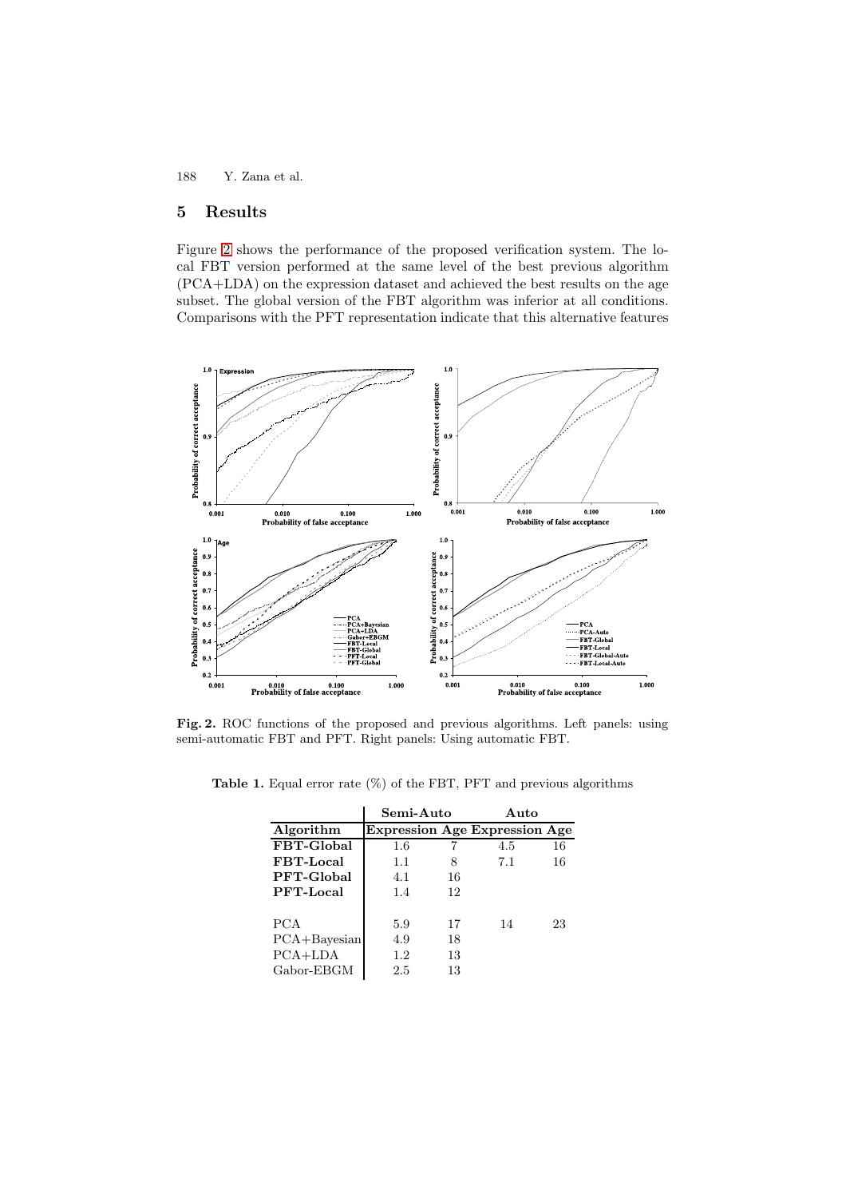## 5 Results

Figure 2 shows the performance of the proposed verification system. The local FBT version performed at the same level of the best previous algorithm (PCA+LDA) on the expression dataset and achieved the best results on the age subset. The global version of the FBT algorithm was inferior at all conditions. Comparisons with the PFT representation indicate that this alternative features

**Fig. 2.** ROC functions of the proposed and previous algorithms. Left panels: using semi-automatic FBT and PFT. Right panels: Using automatic FBT.

**Table 1.** Equal error rate (%) of the FBT, PFT and previous algorithms

| | Semi-Auto | | Auto | |
|---|---|---|---|---|
| **Algorithm** | **Expression** | **Age** | **Expression** | **Age** |
| **FBT-Global** | 1.6 | 7 | 4.5 | 16 |
| **FBT-Local** | 1.1 | 8 | 7.1 | 16 |
| **PFT-Global** | 4.1 | 16 | | |
| **PFT-Local** | 1.4 | 12 | | |
| PCA | 5.9 | 17 | 14 | 23 |
| PCA+Bayesian | 4.9 | 18 | | |
| PCA+LDA | 1.2 | 13 | | |
| Gabor-EBGM | 2.5 | 13 | | |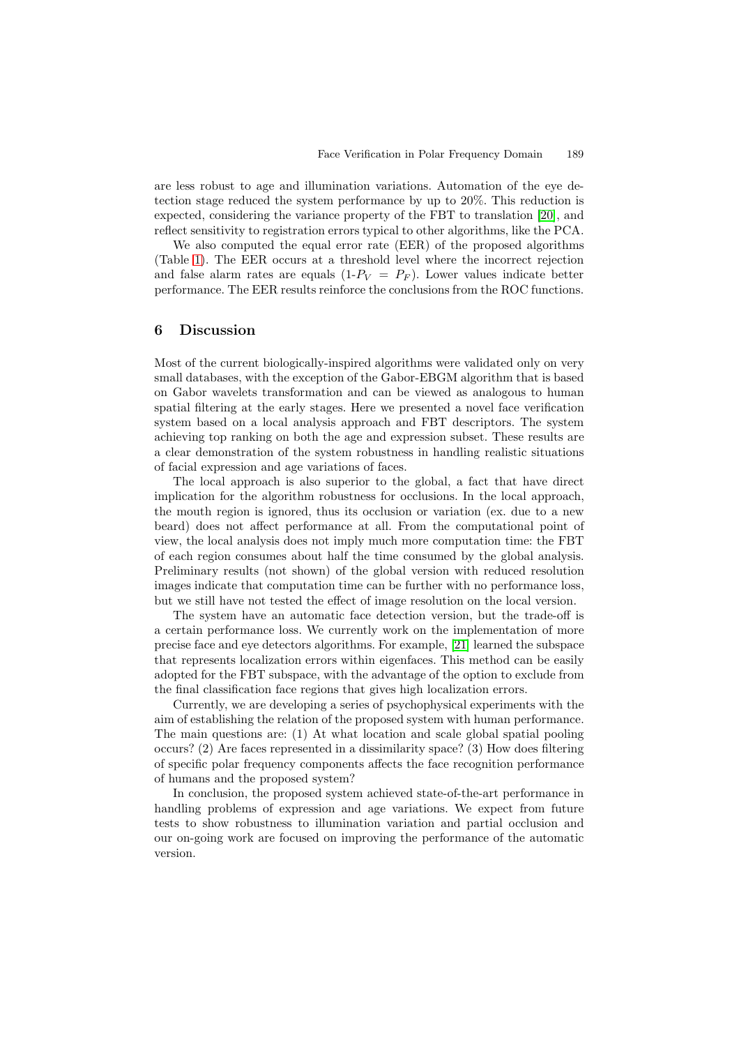are less robust to age and illumination variations. Automation of the eye detection stage reduced the system performance by up to 20%. This reduction is expected, considering the variance property of the FBT to translation [20], and reflect sensitivity to registration errors typical to other algorithms, like the PCA.

We also computed the equal error rate (EER) of the proposed algorithms (Table 1). The EER occurs at a threshold level where the incorrect rejection and false alarm rates are equals ($1$-$P_V = P_F$). Lower values indicate better performance. The EER results reinforce the conclusions from the ROC functions.

## 6 Discussion

Most of the current biologically-inspired algorithms were validated only on very small databases, with the exception of the Gabor-EBGM algorithm that is based on Gabor wavelets transformation and can be viewed as analogous to human spatial filtering at the early stages. Here we presented a novel face verification system based on a local analysis approach and FBT descriptors. The system achieving top ranking on both the age and expression subset. These results are a clear demonstration of the system robustness in handling realistic situations of facial expression and age variations of faces.

The local approach is also superior to the global, a fact that have direct implication for the algorithm robustness for occlusions. In the local approach, the mouth region is ignored, thus its occlusion or variation (ex. due to a new beard) does not affect performance at all. From the computational point of view, the local analysis does not imply much more computation time: the FBT of each region consumes about half the time consumed by the global analysis. Preliminary results (not shown) of the global version with reduced resolution images indicate that computation time can be further with no performance loss, but we still have not tested the effect of image resolution on the local version.

The system have an automatic face detection version, but the trade-off is a certain performance loss. We currently work on the implementation of more precise face and eye detectors algorithms. For example, [21] learned the subspace that represents localization errors within eigenfaces. This method can be easily adopted for the FBT subspace, with the advantage of the option to exclude from the final classification face regions that gives high localization errors.

Currently, we are developing a series of psychophysical experiments with the aim of establishing the relation of the proposed system with human performance. The main questions are: (1) At what location and scale global spatial pooling occurs? (2) Are faces represented in a dissimilarity space? (3) How does filtering of specific polar frequency components affects the face recognition performance of humans and the proposed system?

In conclusion, the proposed system achieved state-of-the-art performance in handling problems of expression and age variations. We expect from future tests to show robustness to illumination variation and partial occlusion and our on-going work are focused on improving the performance of the automatic version.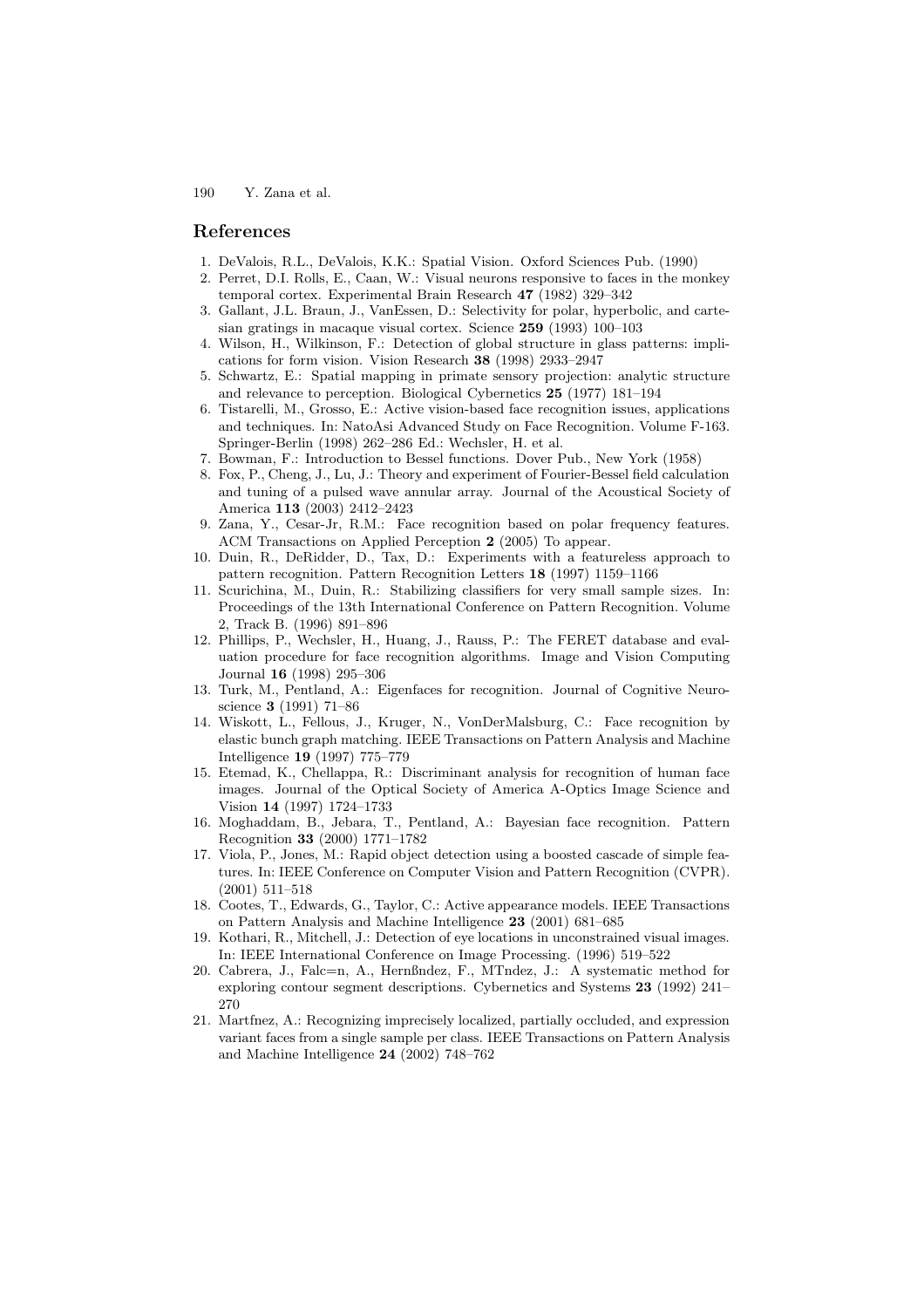## References

1. DeValois, R.L., DeValois, K.K.: Spatial Vision. Oxford Sciences Pub. (1990)
2. Perret, D.I. Rolls, E., Caan, W.: Visual neurons responsive to faces in the monkey temporal cortex. Experimental Brain Research **47** (1982) 329–342
3. Gallant, J.L. Braun, J., VanEssen, D.: Selectivity for polar, hyperbolic, and cartesian gratings in macaque visual cortex. Science **259** (1993) 100–103
4. Wilson, H., Wilkinson, F.: Detection of global structure in glass patterns: implications for form vision. Vision Research **38** (1998) 2933–2947
5. Schwartz, E.: Spatial mapping in primate sensory projection: analytic structure and relevance to perception. Biological Cybernetics **25** (1977) 181–194
6. Tistarelli, M., Grosso, E.: Active vision-based face recognition issues, applications and techniques. In: NatoAsi Advanced Study on Face Recognition. Volume F-163. Springer-Berlin (1998) 262–286 Ed.: Wechsler, H. et al.
7. Bowman, F.: Introduction to Bessel functions. Dover Pub., New York (1958)
8. Fox, P., Cheng, J., Lu, J.: Theory and experiment of Fourier-Bessel field calculation and tuning of a pulsed wave annular array. Journal of the Acoustical Society of America **113** (2003) 2412–2423
9. Zana, Y., Cesar-Jr, R.M.: Face recognition based on polar frequency features. ACM Transactions on Applied Perception **2** (2005) To appear.
10. Duin, R., DeRidder, D., Tax, D.: Experiments with a featureless approach to pattern recognition. Pattern Recognition Letters **18** (1997) 1159–1166
11. Scurichina, M., Duin, R.: Stabilizing classifiers for very small sample sizes. In: Proceedings of the 13th International Conference on Pattern Recognition. Volume 2, Track B. (1996) 891–896
12. Phillips, P., Wechsler, H., Huang, J., Rauss, P.: The FERET database and evaluation procedure for face recognition algorithms. Image and Vision Computing Journal **16** (1998) 295–306
13. Turk, M., Pentland, A.: Eigenfaces for recognition. Journal of Cognitive Neuroscience **3** (1991) 71–86
14. Wiskott, L., Fellous, J., Kruger, N., VonDerMalsburg, C.: Face recognition by elastic bunch graph matching. IEEE Transactions on Pattern Analysis and Machine Intelligence **19** (1997) 775–779
15. Etemad, K., Chellappa, R.: Discriminant analysis for recognition of human face images. Journal of the Optical Society of America A-Optics Image Science and Vision **14** (1997) 1724–1733
16. Moghaddam, B., Jebara, T., Pentland, A.: Bayesian face recognition. Pattern Recognition **33** (2000) 1771–1782
17. Viola, P., Jones, M.: Rapid object detection using a boosted cascade of simple features. In: IEEE Conference on Computer Vision and Pattern Recognition (CVPR). (2001) 511–518
18. Cootes, T., Edwards, G., Taylor, C.: Active appearance models. IEEE Transactions on Pattern Analysis and Machine Intelligence **23** (2001) 681–685
19. Kothari, R., Mitchell, J.: Detection of eye locations in unconstrained visual images. In: IEEE International Conference on Image Processing. (1996) 519–522
20. Cabrera, J., Falc=n, A., Hernßndez, F., MTndez, J.: A systematic method for exploring contour segment descriptions. Cybernetics and Systems **23** (1992) 241–270
21. Martfnez, A.: Recognizing imprecisely localized, partially occluded, and expression variant faces from a single sample per class. IEEE Transactions on Pattern Analysis and Machine Intelligence **24** (2002) 748–762